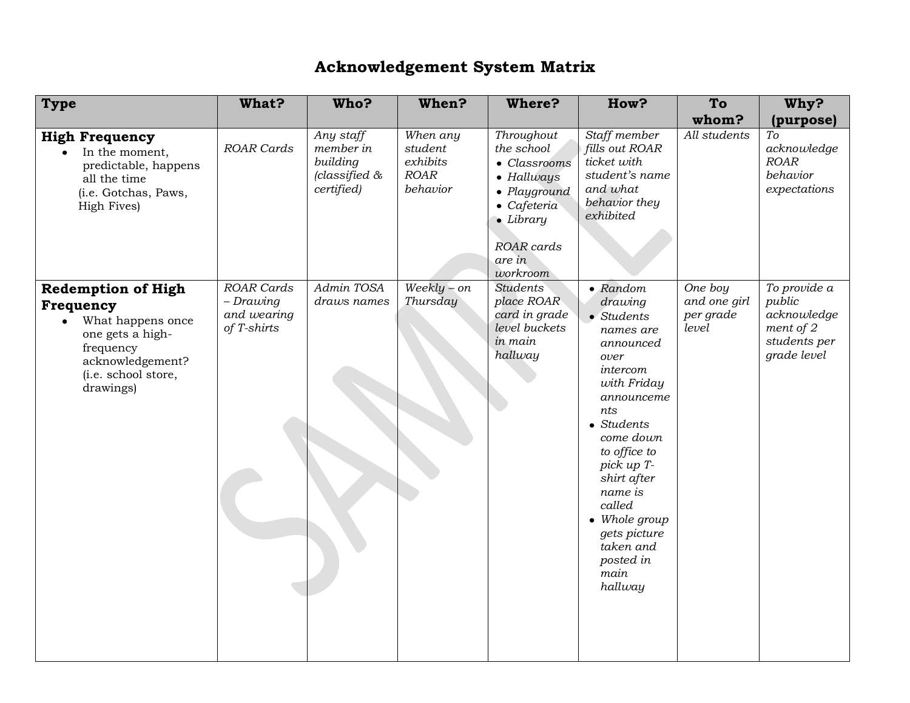# Acknowledgement System Matrix

| Type | What? | Who? | When? | Where? | How? | To whom? | Why? (purpose) |
|---|---|---|---|---|---|---|---|
| **High Frequency**<br>• In the moment, predictable, happens all the time<br>(i.e. Gotchas, Paws, High Fives) | *ROAR Cards* | *Any staff member in building (classified & certified)* | *When any student exhibits ROAR behavior* | *Throughout the school*<br>• *Classrooms*<br>• *Hallways*<br>• *Playground*<br>• *Cafeteria*<br>• *Library*<br><br>*ROAR cards are in workroom* | *Staff member fills out ROAR ticket with student's name and what behavior they exhibited* | *All students* | *To acknowledge ROAR behavior expectations* |
| **Redemption of High Frequency**<br>• What happens once one gets a high-frequency acknowledgement? (i.e. school store, drawings) | *ROAR Cards – Drawing and wearing of T-shirts* | *Admin TOSA draws names* | *Weekly – on Thursday* | *Students place ROAR card in grade level buckets in main hallway* | • *Random drawing*<br>• *Students names are announced over intercom with Friday announcements*<br>• *Students come down to office to pick up T-shirt after name is called*<br>• *Whole group gets picture taken and posted in main hallway* | *One boy and one girl per grade level* | *To provide a public acknowledgement of 2 students per grade level* |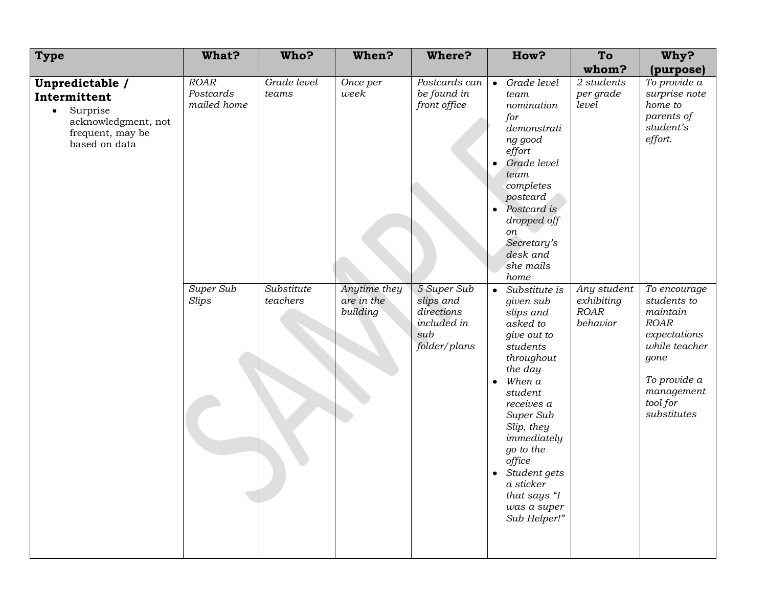| Type | What? | Who? | When? | Where? | How? | To whom? | Why? (purpose) |
| --- | --- | --- | --- | --- | --- | --- | --- |
| **Unpredictable / Intermittent**<br>• Surprise acknowledgment, not frequent, may be based on data | *ROAR Postcards mailed home* | *Grade level teams* | *Once per week* | *Postcards can be found in front office* | • *Grade level team nomination for demonstrating good effort*<br>• *Grade level team completes postcard*<br>• *Postcard is dropped off on Secretary's desk and she mails home* | *2 students per grade level* | *To provide a surprise note home to parents of student's effort.* |
| | *Super Sub Slips* | *Substitute teachers* | *Anytime they are in the building* | *5 Super Sub slips and directions included in sub folder/plans* | • *Substitute is given sub slips and asked to give out to students throughout the day*<br>• *When a student receives a Super Sub Slip, they immediately go to the office*<br>• *Student gets a sticker that says "I was a super Sub Helper!"* | *Any student exhibiting ROAR behavior* | *To encourage students to maintain ROAR expectations while teacher gone*<br><br>*To provide a management tool for substitutes* |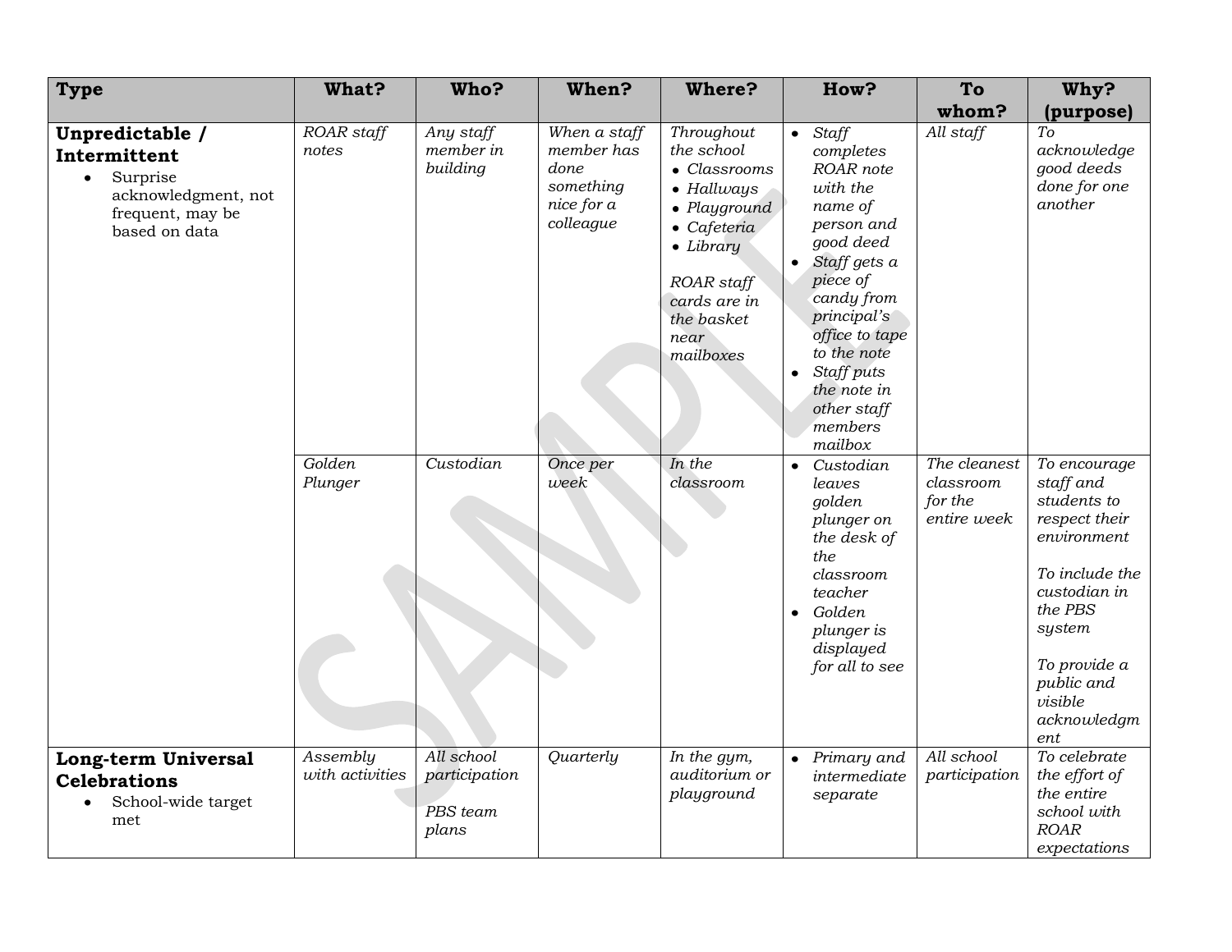| Type | What? | Who? | When? | Where? | How? | To whom? | Why? (purpose) |
|---|---|---|---|---|---|---|---|
| **Unpredictable / Intermittent**<br>• Surprise acknowledgment, not frequent, may be based on data | *ROAR staff notes* | *Any staff member in building* | *When a staff member has done something nice for a colleague* | *Throughout the school*<br>• *Classrooms*<br>• *Hallways*<br>• *Playground*<br>• *Cafeteria*<br>• *Library*<br><br>*ROAR staff cards are in the basket near mailboxes* | • *Staff completes ROAR note with the name of person and good deed*<br>• *Staff gets a piece of candy from principal's office to tape to the note*<br>• *Staff puts the note in other staff members mailbox* | *All staff* | *To acknowledge good deeds done for one another* |
| | *Golden Plunger* | *Custodian* | *Once per week* | *In the classroom* | • *Custodian leaves golden plunger on the desk of the classroom teacher*<br>• *Golden plunger is displayed for all to see* | *The cleanest classroom for the entire week* | *To encourage staff and students to respect their environment*<br><br>*To include the custodian in the PBS system*<br><br>*To provide a public and visible acknowledgment* |
| **Long-term Universal Celebrations**<br>• School-wide target met | *Assembly with activities* | *All school participation*<br><br>*PBS team plans* | *Quarterly* | *In the gym, auditorium or playground* | • *Primary and intermediate separate* | *All school participation* | *To celebrate the effort of the entire school with ROAR expectations* |